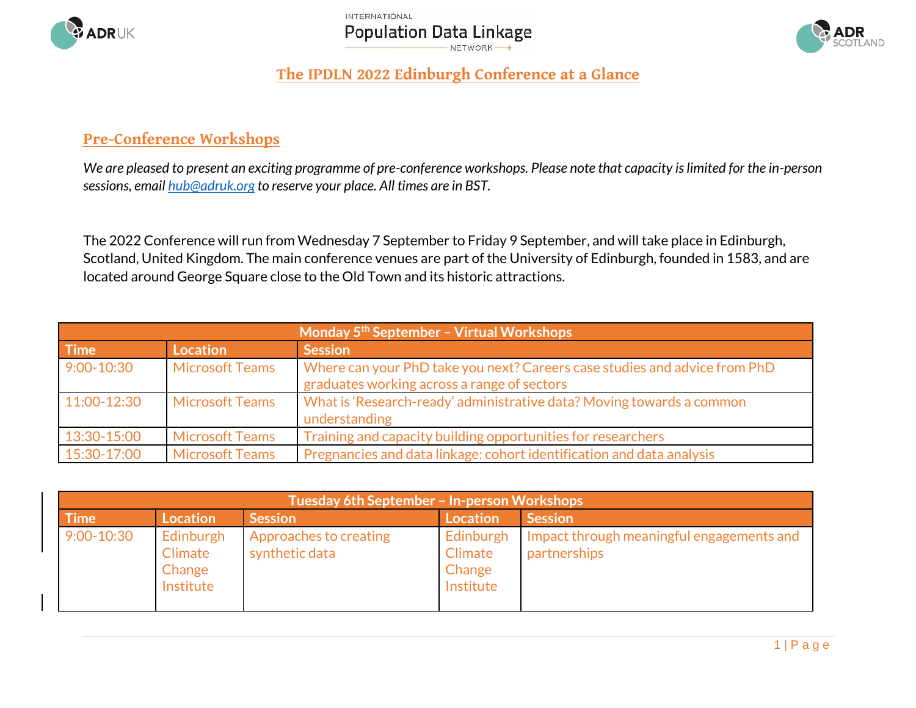# The IPDLN 2022 Edinburgh Conference at a Glance

## Pre-Conference Workshops

*We are pleased to present an exciting programme of pre-conference workshops. Please note that capacity is limited for the in-person sessions, email hub@adruk.org to reserve your place. All times are in BST.*

The 2022 Conference will run from Wednesday 7 September to Friday 9 September, and will take place in Edinburgh, Scotland, United Kingdom. The main conference venues are part of the University of Edinburgh, founded in 1583, and are located around George Square close to the Old Town and its historic attractions.

| Monday 5th September – Virtual Workshops | | |
|---|---|---|
| **Time** | **Location** | **Session** |
| 9:00-10:30 | Microsoft Teams | Where can your PhD take you next? Careers case studies and advice from PhD graduates working across a range of sectors |
| 11:00-12:30 | Microsoft Teams | What is 'Research-ready' administrative data? Moving towards a common understanding |
| 13:30-15:00 | Microsoft Teams | Training and capacity building opportunities for researchers |
| 15:30-17:00 | Microsoft Teams | Pregnancies and data linkage: cohort identification and data analysis |

| Tuesday 6th September – In-person Workshops | | | | |
|---|---|---|---|---|
| **Time** | **Location** | **Session** | **Location** | **Session** |
| 9:00-10:30 | Edinburgh Climate Change Institute | Approaches to creating synthetic data | Edinburgh Climate Change Institute | Impact through meaningful engagements and partnerships |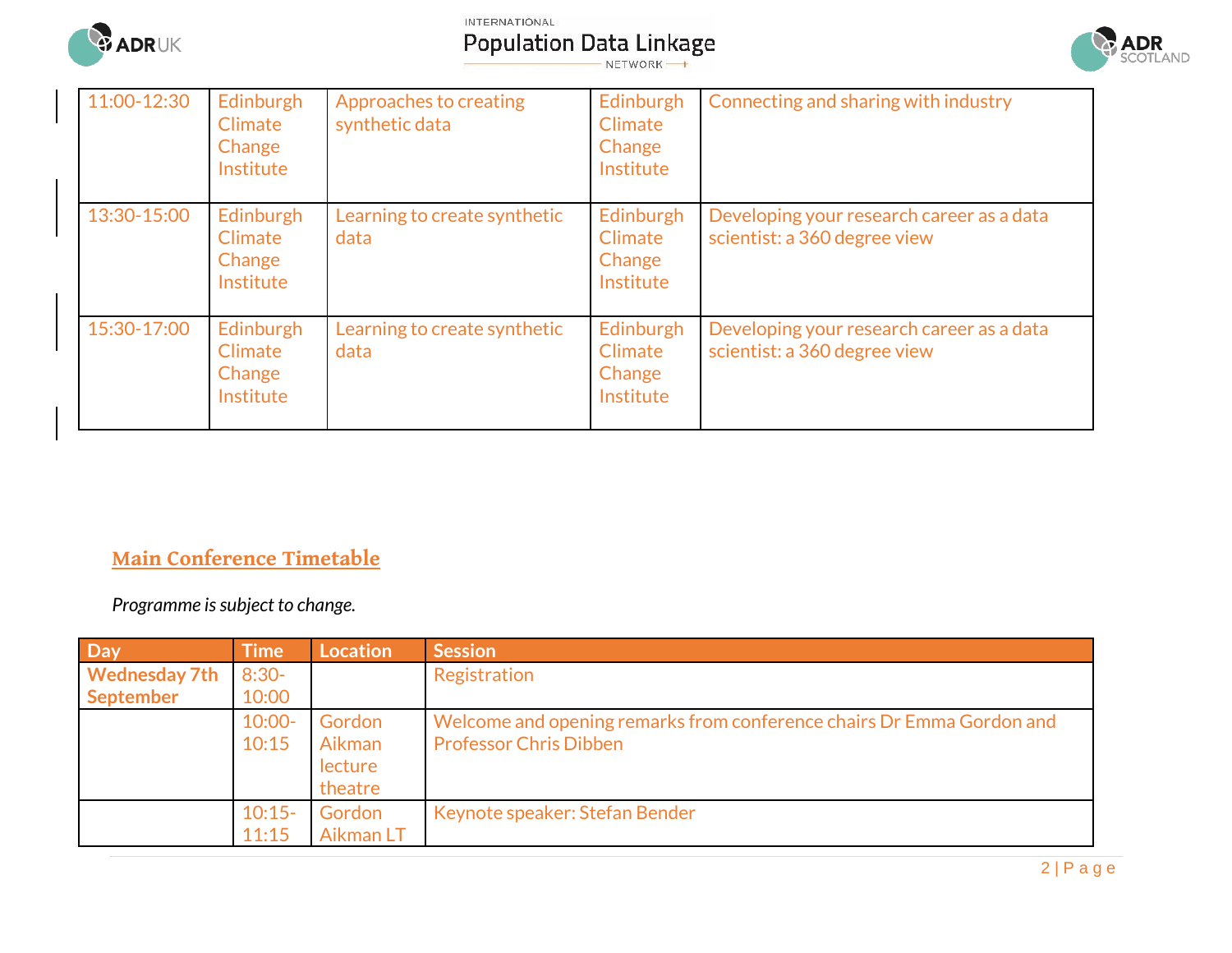| | | | | |
|---|---|---|---|---|
| 11:00-12:30 | Edinburgh Climate Change Institute | Approaches to creating synthetic data | Edinburgh Climate Change Institute | Connecting and sharing with industry |
| 13:30-15:00 | Edinburgh Climate Change Institute | Learning to create synthetic data | Edinburgh Climate Change Institute | Developing your research career as a data scientist: a 360 degree view |
| 15:30-17:00 | Edinburgh Climate Change Institute | Learning to create synthetic data | Edinburgh Climate Change Institute | Developing your research career as a data scientist: a 360 degree view |

## Main Conference Timetable

*Programme is subject to change.*

| Day | Time | Location | Session |
|---|---|---|---|
| **Wednesday 7th September** | 8:30-10:00 | | Registration |
| | 10:00-10:15 | Gordon Aikman lecture theatre | Welcome and opening remarks from conference chairs Dr Emma Gordon and Professor Chris Dibben |
| | 10:15-11:15 | Gordon Aikman LT | Keynote speaker: Stefan Bender |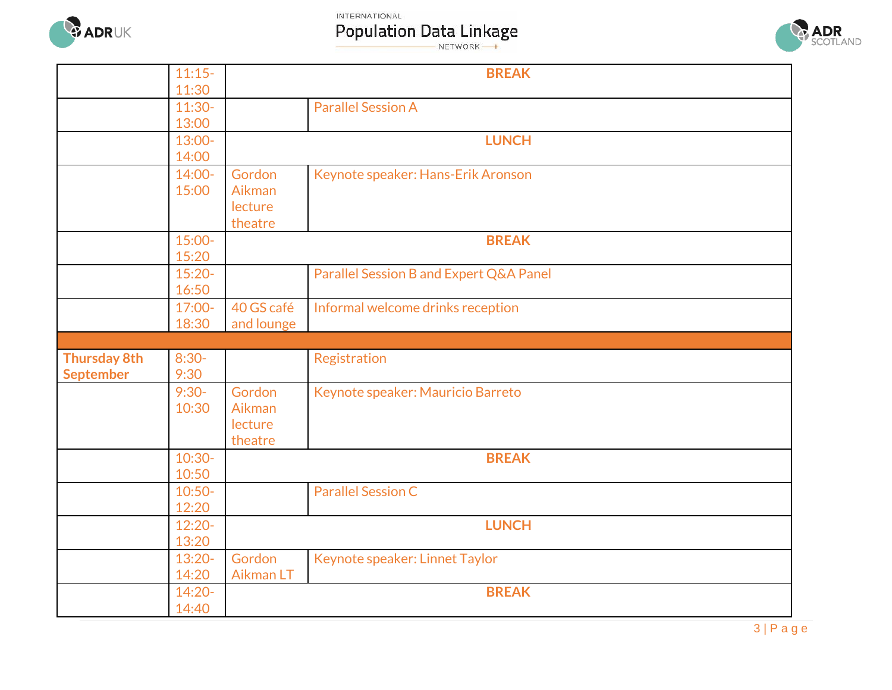| | | | |
|---|---|---|---|
| | 11:15-11:30 | **BREAK** | |
| | 11:30-13:00 | | Parallel Session A |
| | 13:00-14:00 | **LUNCH** | |
| | 14:00-15:00 | Gordon Aikman lecture theatre | Keynote speaker: Hans-Erik Aronson |
| | 15:00-15:20 | **BREAK** | |
| | 15:20-16:50 | | Parallel Session B and Expert Q&A Panel |
| | 17:00-18:30 | 40 GS café and lounge | Informal welcome drinks reception |
| | | | |
| **Thursday 8th September** | 8:30-9:30 | | Registration |
| | 9:30-10:30 | Gordon Aikman lecture theatre | Keynote speaker: Mauricio Barreto |
| | 10:30-10:50 | **BREAK** | |
| | 10:50-12:20 | | Parallel Session C |
| | 12:20-13:20 | **LUNCH** | |
| | 13:20-14:20 | Gordon Aikman LT | Keynote speaker: Linnet Taylor |
| | 14:20-14:40 | **BREAK** | |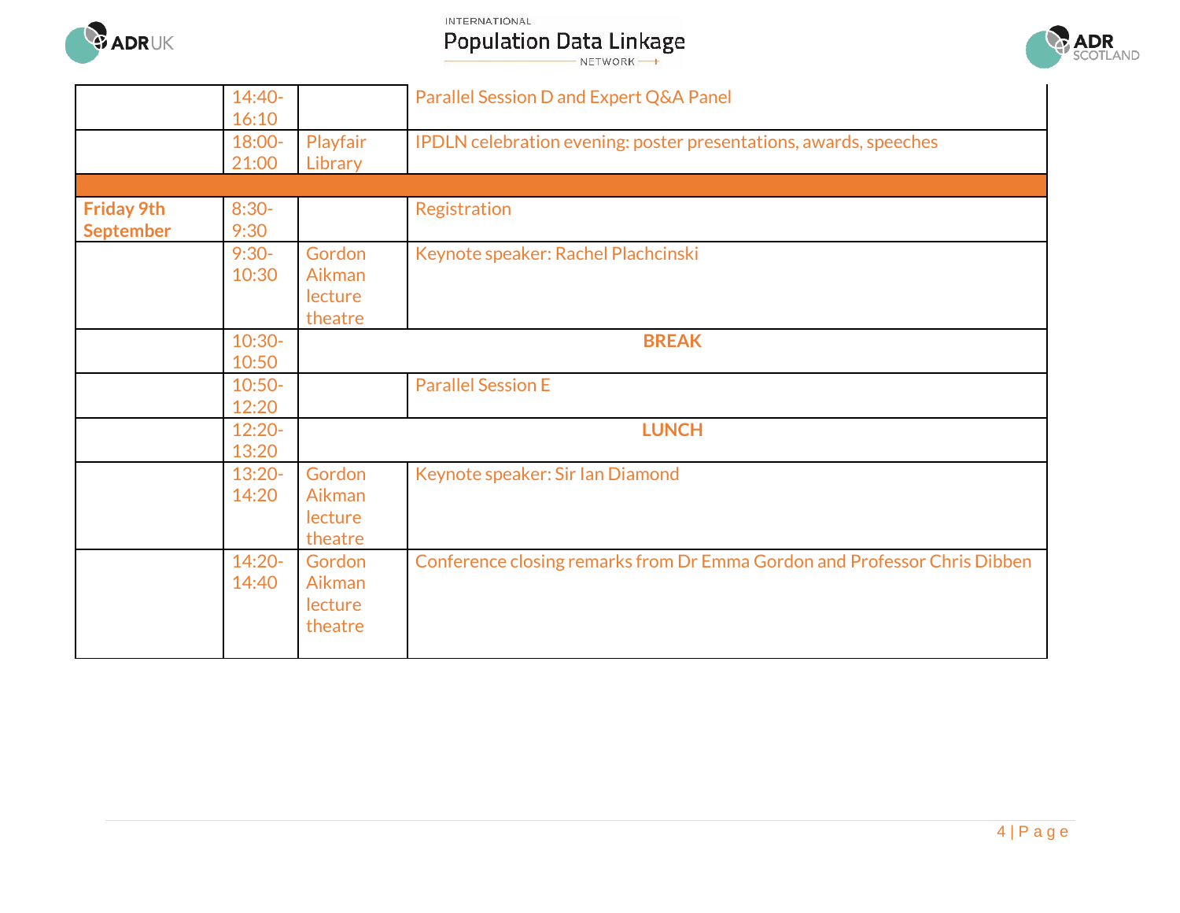| | | | |
|---|---|---|---|
| | 14:40-16:10 | | Parallel Session D and Expert Q&A Panel |
| | 18:00-21:00 | Playfair Library | IPDLN celebration evening: poster presentations, awards, speeches |
| | | | |
| **Friday 9th September** | 8:30-9:30 | | Registration |
| | 9:30-10:30 | Gordon Aikman lecture theatre | Keynote speaker: Rachel Plachcinski |
| | 10:30-10:50 | **BREAK** | |
| | 10:50-12:20 | | Parallel Session E |
| | 12:20-13:20 | **LUNCH** | |
| | 13:20-14:20 | Gordon Aikman lecture theatre | Keynote speaker: Sir Ian Diamond |
| | 14:20-14:40 | Gordon Aikman lecture theatre | Conference closing remarks from Dr Emma Gordon and Professor Chris Dibben |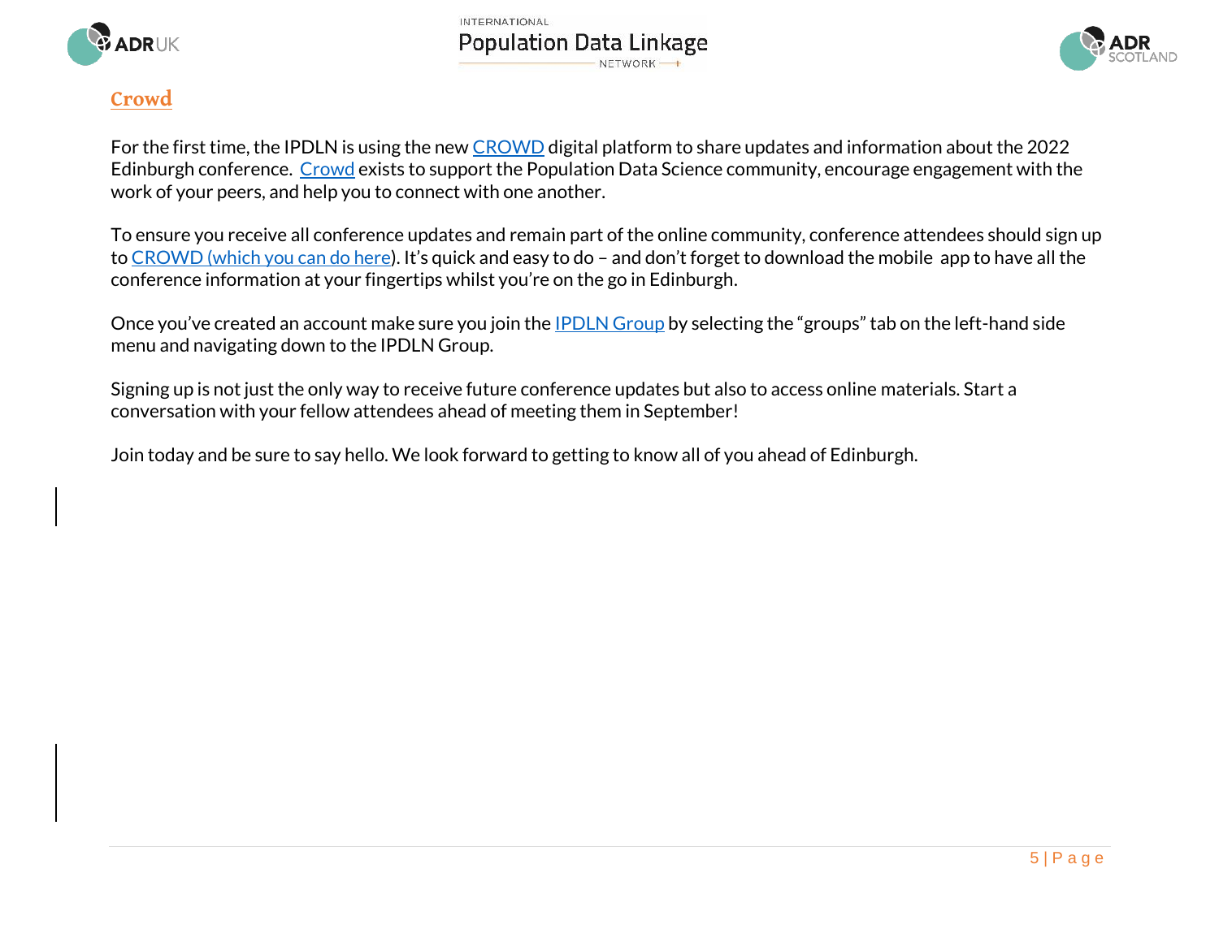## Crowd

For the first time, the IPDLN is using the new CROWD digital platform to share updates and information about the 2022 Edinburgh conference. Crowd exists to support the Population Data Science community, encourage engagement with the work of your peers, and help you to connect with one another.

To ensure you receive all conference updates and remain part of the online community, conference attendees should sign up to CROWD (which you can do here). It's quick and easy to do – and don't forget to download the mobile app to have all the conference information at your fingertips whilst you're on the go in Edinburgh.

Once you've created an account make sure you join the IPDLN Group by selecting the "groups" tab on the left-hand side menu and navigating down to the IPDLN Group.

Signing up is not just the only way to receive future conference updates but also to access online materials. Start a conversation with your fellow attendees ahead of meeting them in September!

Join today and be sure to say hello. We look forward to getting to know all of you ahead of Edinburgh.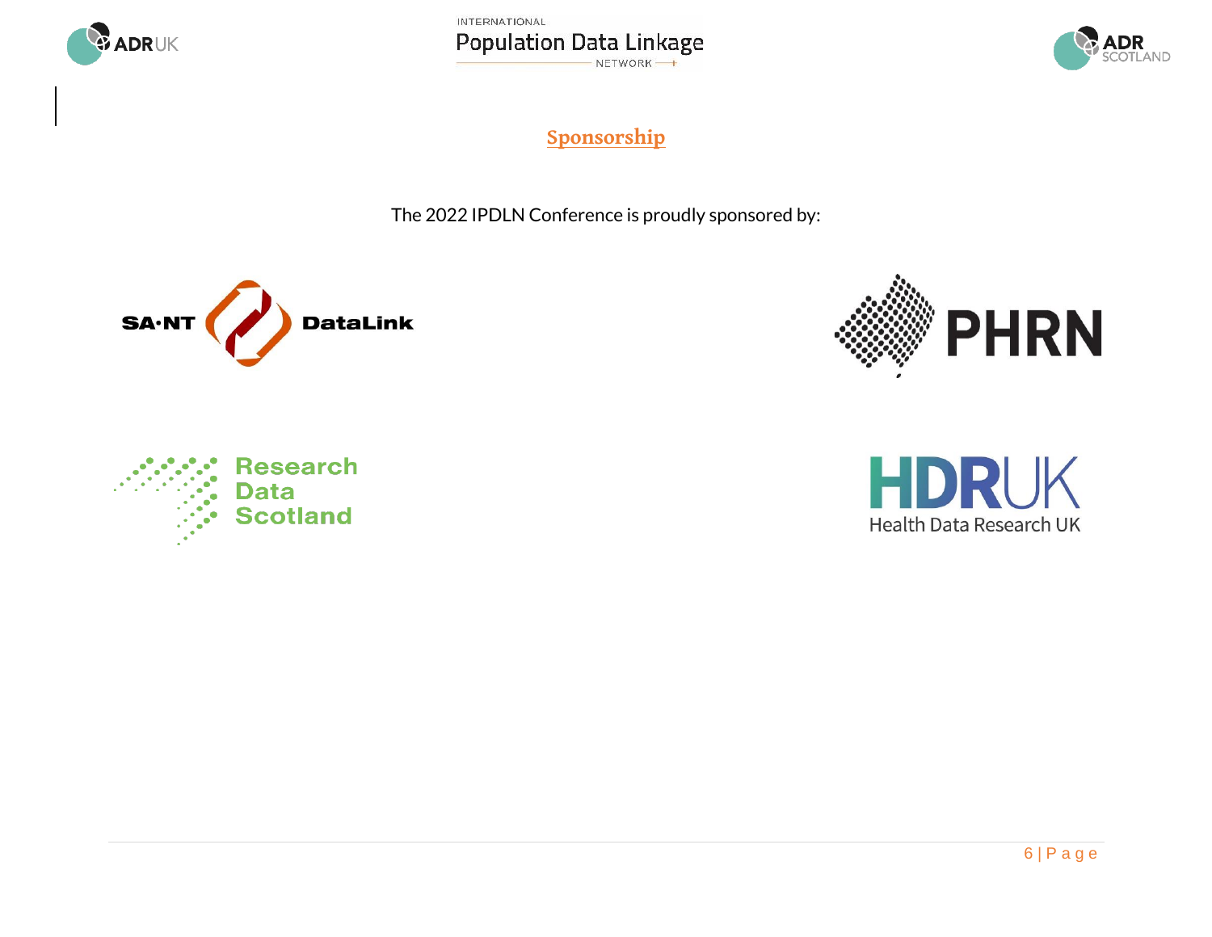## Sponsorship

The 2022 IPDLN Conference is proudly sponsored by:

SA·NT DataLink

PHRN

Research Data Scotland

HDRUK Health Data Research UK